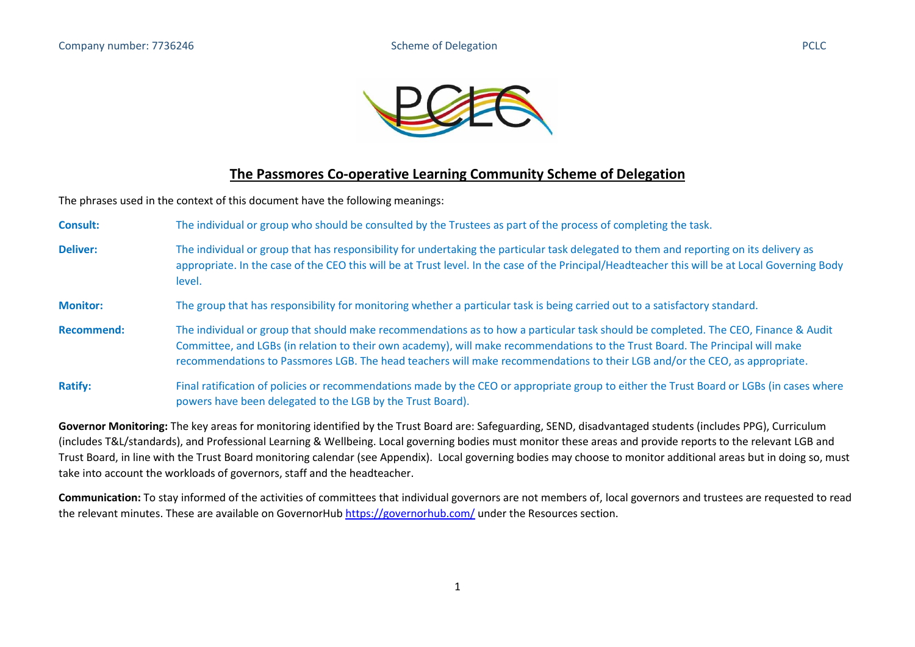# The Passmores Co-operative Learning Community Scheme of Delegation

The phrases used in the context of this document have the following meanings:

**Consult:** The individual or group who should be consulted by the Trustees as part of the process of completing the task.

**Deliver:** The individual or group that has responsibility for undertaking the particular task delegated to them and reporting on its delivery as appropriate. In the case of the CEO this will be at Trust level. In the case of the Principal/Headteacher this will be at Local Governing Body level.

**Monitor:** The group that has responsibility for monitoring whether a particular task is being carried out to a satisfactory standard.

**Recommend:** The individual or group that should make recommendations as to how a particular task should be completed. The CEO, Finance & Audit Committee, and LGBs (in relation to their own academy), will make recommendations to the Trust Board. The Principal will make recommendations to Passmores LGB. The head teachers will make recommendations to their LGB and/or the CEO, as appropriate.

**Ratify:** Final ratification of policies or recommendations made by the CEO or appropriate group to either the Trust Board or LGBs (in cases where powers have been delegated to the LGB by the Trust Board).

**Governor Monitoring:** The key areas for monitoring identified by the Trust Board are: Safeguarding, SEND, disadvantaged students (includes PPG), Curriculum (includes T&L/standards), and Professional Learning & Wellbeing. Local governing bodies must monitor these areas and provide reports to the relevant LGB and Trust Board, in line with the Trust Board monitoring calendar (see Appendix). Local governing bodies may choose to monitor additional areas but in doing so, must take into account the workloads of governors, staff and the headteacher.

**Communication:** To stay informed of the activities of committees that individual governors are not members of, local governors and trustees are requested to read the relevant minutes. These are available on GovernorHub https://governorhub.com/ under the Resources section.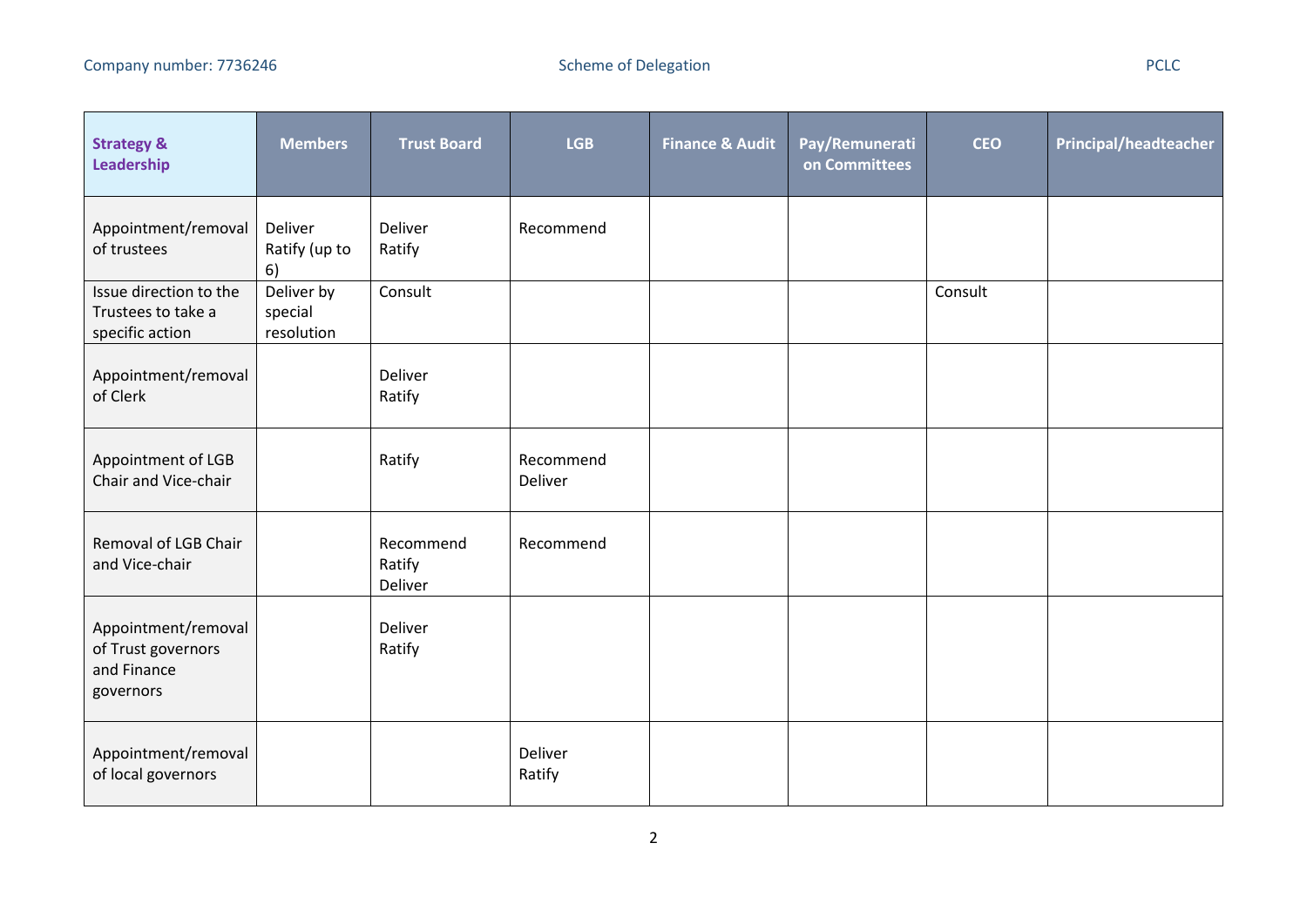| Strategy & Leadership | Members | Trust Board | LGB | Finance & Audit | Pay/Remuneration Committees | CEO | Principal/headteacher |
|---|---|---|---|---|---|---|---|
| Appointment/removal of trustees | Deliver Ratify (up to 6) | Deliver Ratify | Recommend | | | | |
| Issue direction to the Trustees to take a specific action | Deliver by special resolution | Consult | | | | Consult | |
| Appointment/removal of Clerk | | Deliver Ratify | | | | | |
| Appointment of LGB Chair and Vice-chair | | Ratify | Recommend Deliver | | | | |
| Removal of LGB Chair and Vice-chair | | Recommend Ratify Deliver | Recommend | | | | |
| Appointment/removal of Trust governors and Finance governors | | Deliver Ratify | | | | | |
| Appointment/removal of local governors | | | Deliver Ratify | | | | |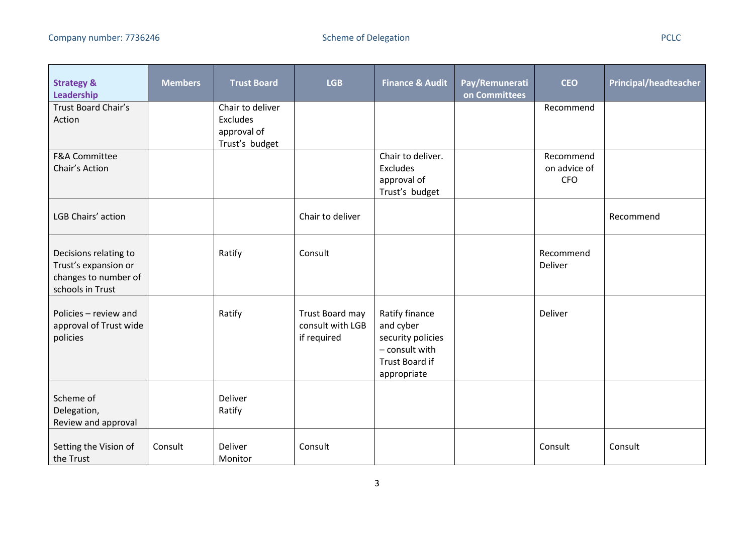| Strategy & Leadership | Members | Trust Board | LGB | Finance & Audit | Pay/Remuneration Committees | CEO | Principal/headteacher |
|---|---|---|---|---|---|---|---|
| Trust Board Chair's Action | | Chair to deliver Excludes approval of Trust's budget | | | | Recommend | |
| F&A Committee Chair's Action | | | | Chair to deliver. Excludes approval of Trust's budget | | Recommend on advice of CFO | |
| LGB Chairs' action | | | Chair to deliver | | | | Recommend |
| Decisions relating to Trust's expansion or changes to number of schools in Trust | | Ratify | Consult | | | Recommend Deliver | |
| Policies – review and approval of Trust wide policies | | Ratify | Trust Board may consult with LGB if required | Ratify finance and cyber security policies – consult with Trust Board if appropriate | | Deliver | |
| Scheme of Delegation, Review and approval | | Deliver Ratify | | | | | |
| Setting the Vision of the Trust | Consult | Deliver Monitor | Consult | | | Consult | Consult |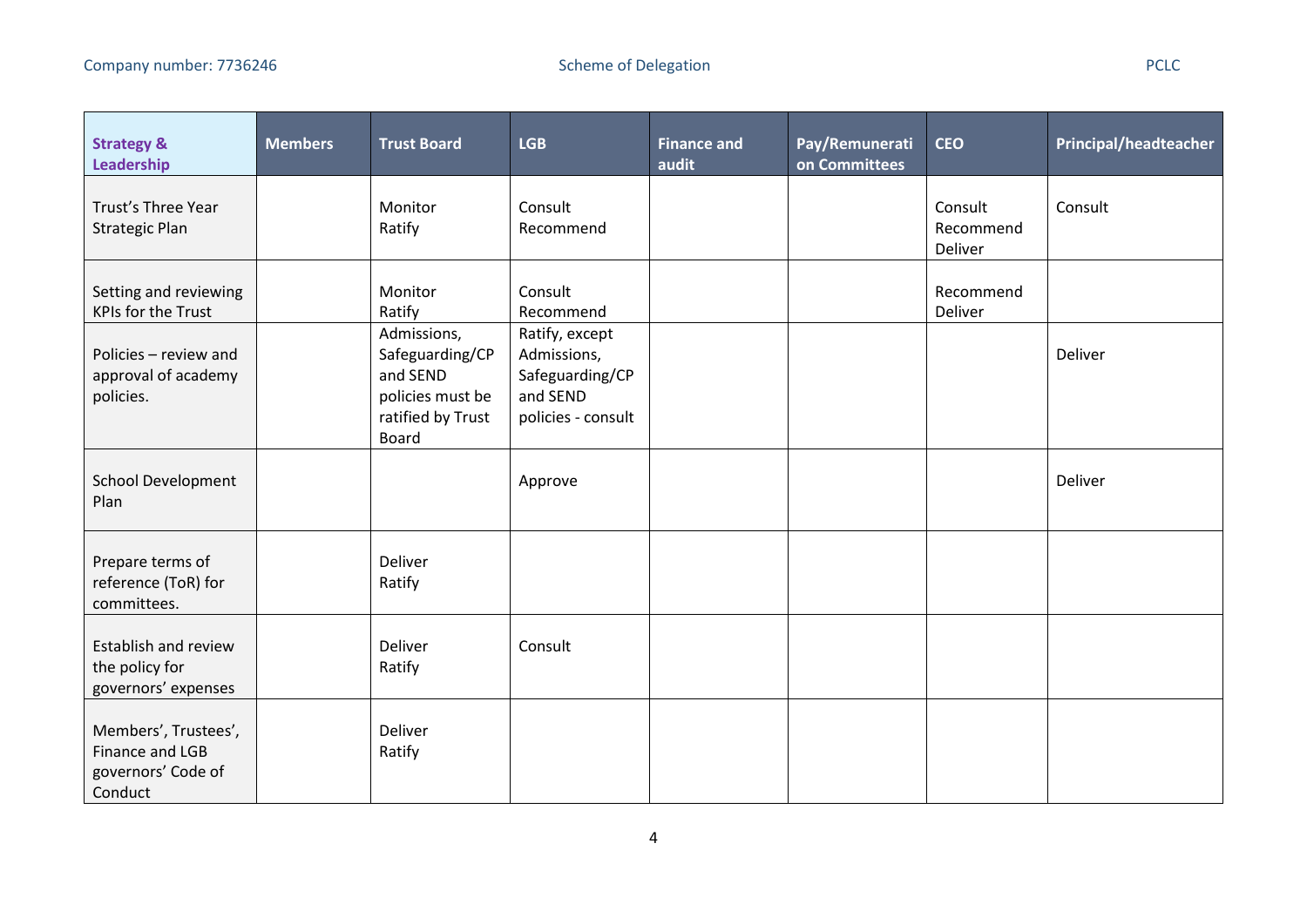| Strategy & Leadership | Members | Trust Board | LGB | Finance and audit | Pay/Remuneration Committees | CEO | Principal/headteacher |
|---|---|---|---|---|---|---|---|
| Trust's Three Year Strategic Plan | | Monitor Ratify | Consult Recommend | | | Consult Recommend Deliver | Consult |
| Setting and reviewing KPIs for the Trust | | Monitor Ratify | Consult Recommend | | | Recommend Deliver | |
| Policies – review and approval of academy policies. | | Admissions, Safeguarding/CP and SEND policies must be ratified by Trust Board | Ratify, except Admissions, Safeguarding/CP and SEND policies - consult | | | | Deliver |
| School Development Plan | | | Approve | | | | Deliver |
| Prepare terms of reference (ToR) for committees. | | Deliver Ratify | | | | | |
| Establish and review the policy for governors' expenses | | Deliver Ratify | Consult | | | | |
| Members', Trustees', Finance and LGB governors' Code of Conduct | | Deliver Ratify | | | | | |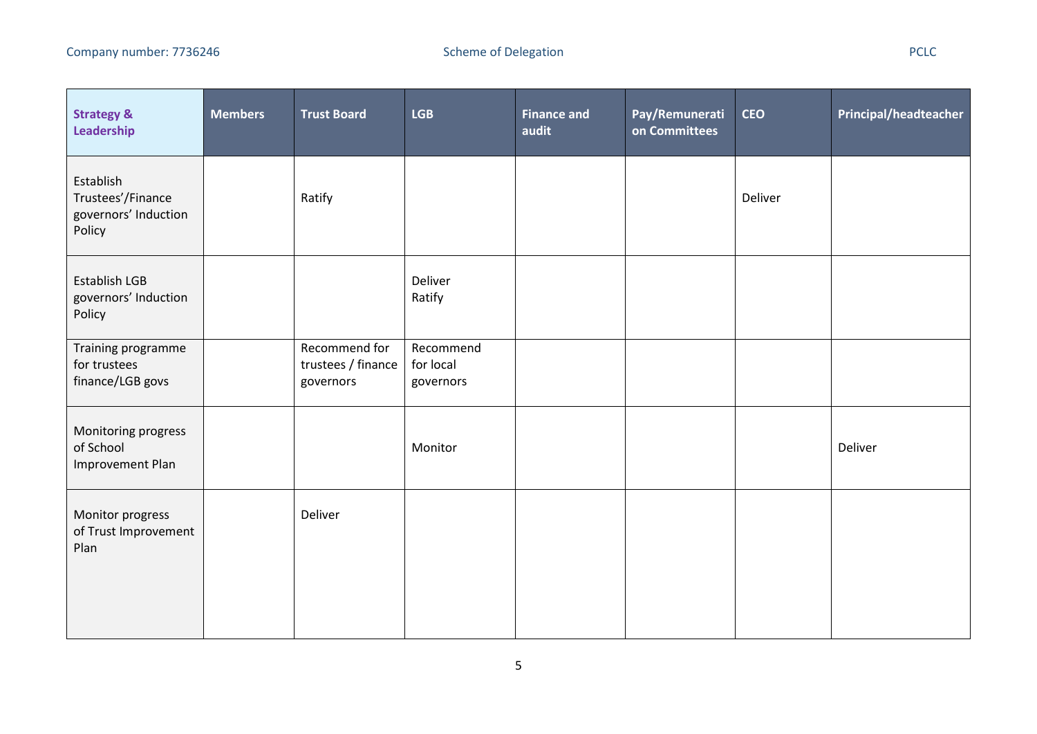| Strategy & Leadership | Members | Trust Board | LGB | Finance and audit | Pay/Remuneration Committees | CEO | Principal/headteacher |
|---|---|---|---|---|---|---|---|
| Establish Trustees'/Finance governors' Induction Policy | | Ratify | | | | Deliver | |
| Establish LGB governors' Induction Policy | | | Deliver Ratify | | | | |
| Training programme for trustees finance/LGB govs | | Recommend for trustees / finance governors | Recommend for local governors | | | | |
| Monitoring progress of School Improvement Plan | | | Monitor | | | | Deliver |
| Monitor progress of Trust Improvement Plan | | Deliver | | | | | |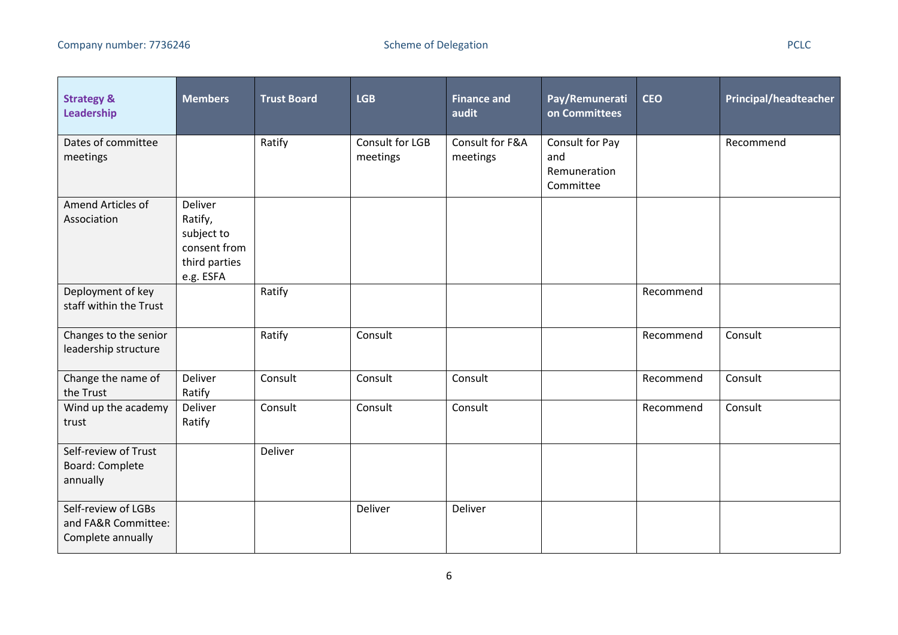| Strategy & Leadership | Members | Trust Board | LGB | Finance and audit | Pay/Remuneration Committees | CEO | Principal/headteacher |
|---|---|---|---|---|---|---|---|
| Dates of committee meetings | | Ratify | Consult for LGB meetings | Consult for F&A meetings | Consult for Pay and Remuneration Committee | | Recommend |
| Amend Articles of Association | Deliver Ratify, subject to consent from third parties e.g. ESFA | | | | | | |
| Deployment of key staff within the Trust | | Ratify | | | | Recommend | |
| Changes to the senior leadership structure | | Ratify | Consult | | | Recommend | Consult |
| Change the name of the Trust | Deliver Ratify | Consult | Consult | Consult | | Recommend | Consult |
| Wind up the academy trust | Deliver Ratify | Consult | Consult | Consult | | Recommend | Consult |
| Self-review of Trust Board: Complete annually | | Deliver | | | | | |
| Self-review of LGBs and FA&R Committee: Complete annually | | | Deliver | Deliver | | | |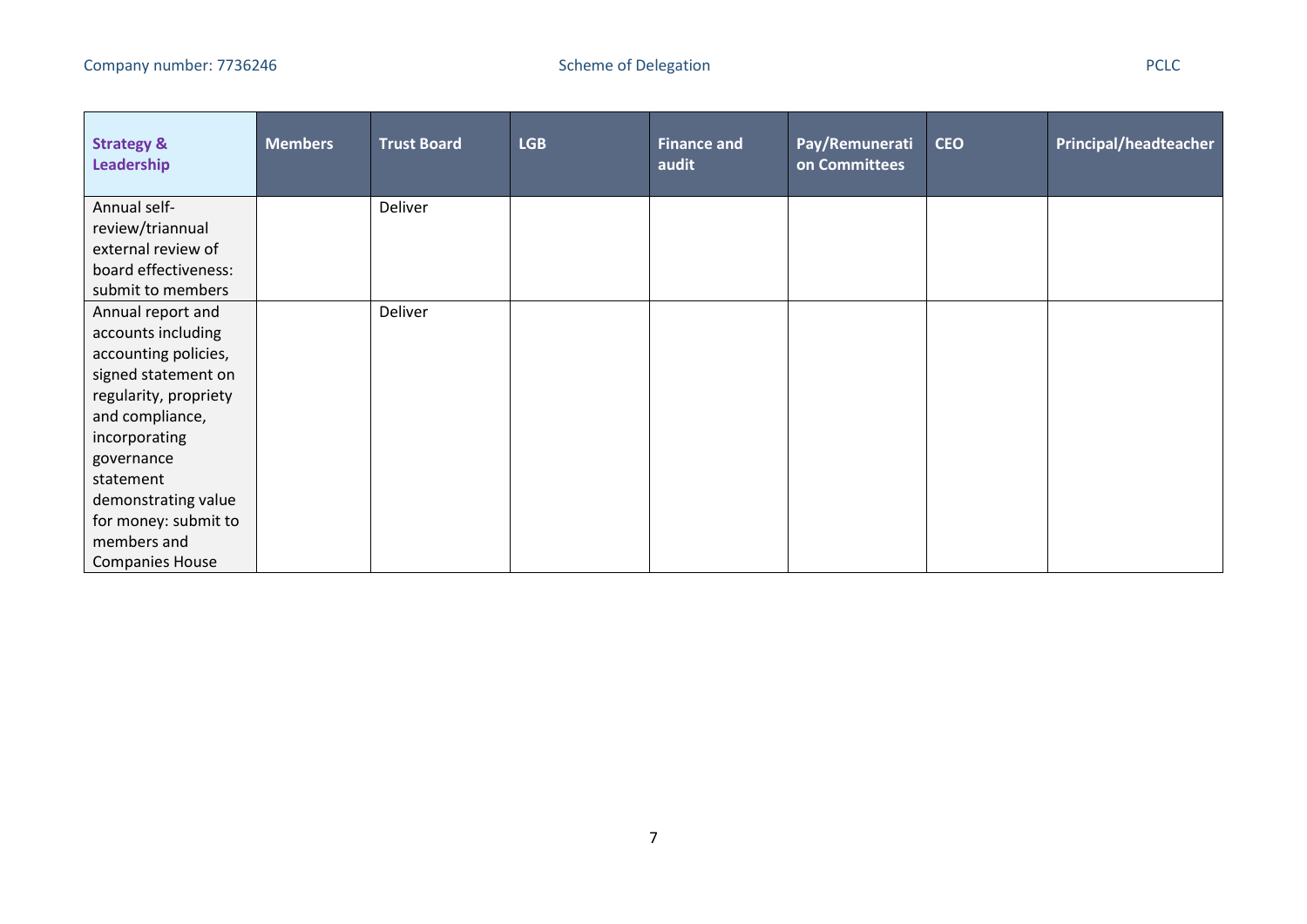| Strategy & Leadership | Members | Trust Board | LGB | Finance and audit | Pay/Remuneration Committees | CEO | Principal/headteacher |
|---|---|---|---|---|---|---|---|
| Annual self-review/triannual external review of board effectiveness: submit to members | | Deliver | | | | | |
| Annual report and accounts including accounting policies, signed statement on regularity, propriety and compliance, incorporating governance statement demonstrating value for money: submit to members and Companies House | | Deliver | | | | | |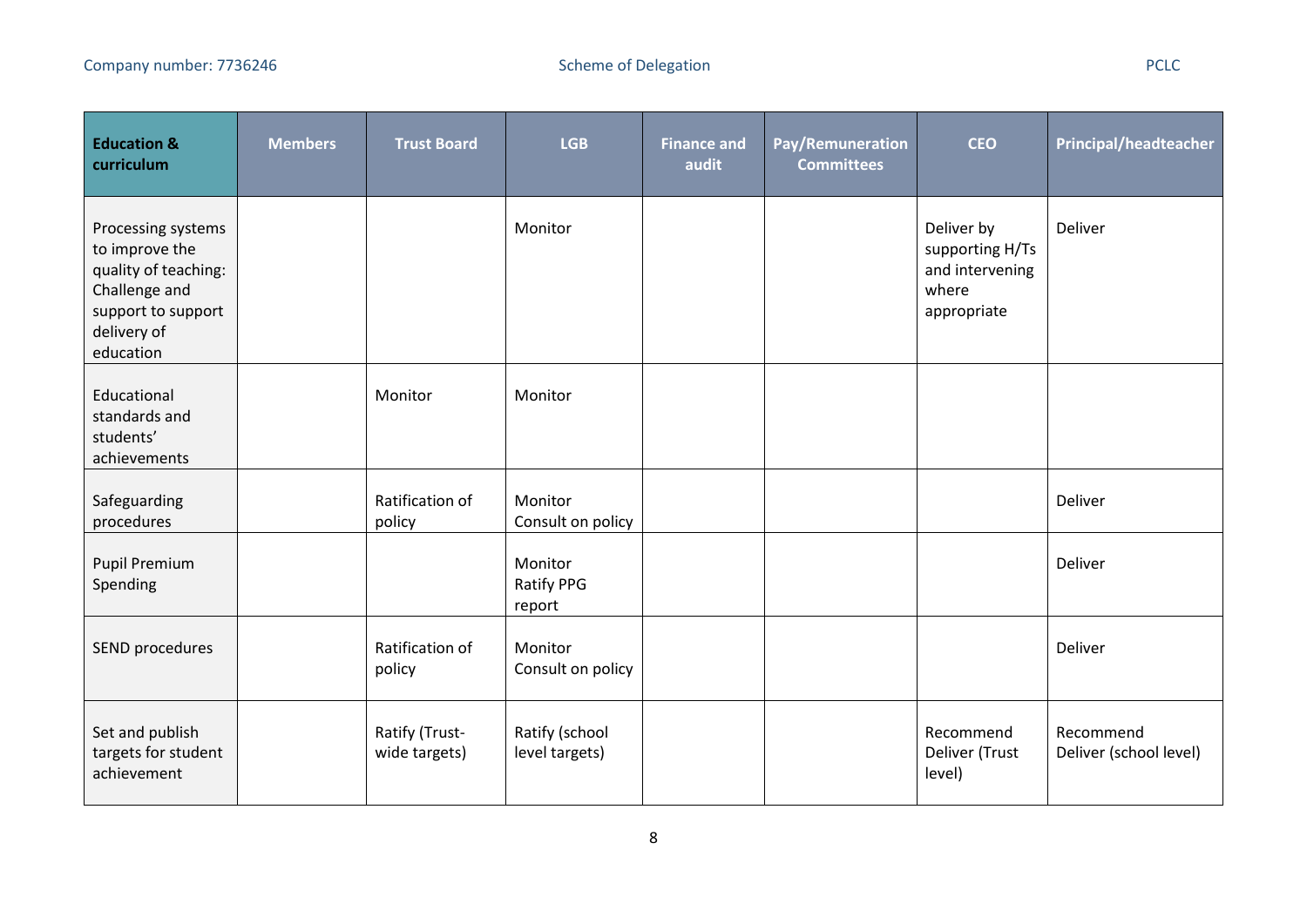| Education & curriculum | Members | Trust Board | LGB | Finance and audit | Pay/Remuneration Committees | CEO | Principal/headteacher |
|---|---|---|---|---|---|---|---|
| Processing systems to improve the quality of teaching: Challenge and support to support delivery of education | | | Monitor | | | Deliver by supporting H/Ts and intervening where appropriate | Deliver |
| Educational standards and students' achievements | | Monitor | Monitor | | | | |
| Safeguarding procedures | | Ratification of policy | Monitor<br>Consult on policy | | | | Deliver |
| Pupil Premium Spending | | | Monitor<br>Ratify PPG report | | | | Deliver |
| SEND procedures | | Ratification of policy | Monitor<br>Consult on policy | | | | Deliver |
| Set and publish targets for student achievement | | Ratify (Trust-wide targets) | Ratify (school level targets) | | | Recommend<br>Deliver (Trust level) | Recommend<br>Deliver (school level) |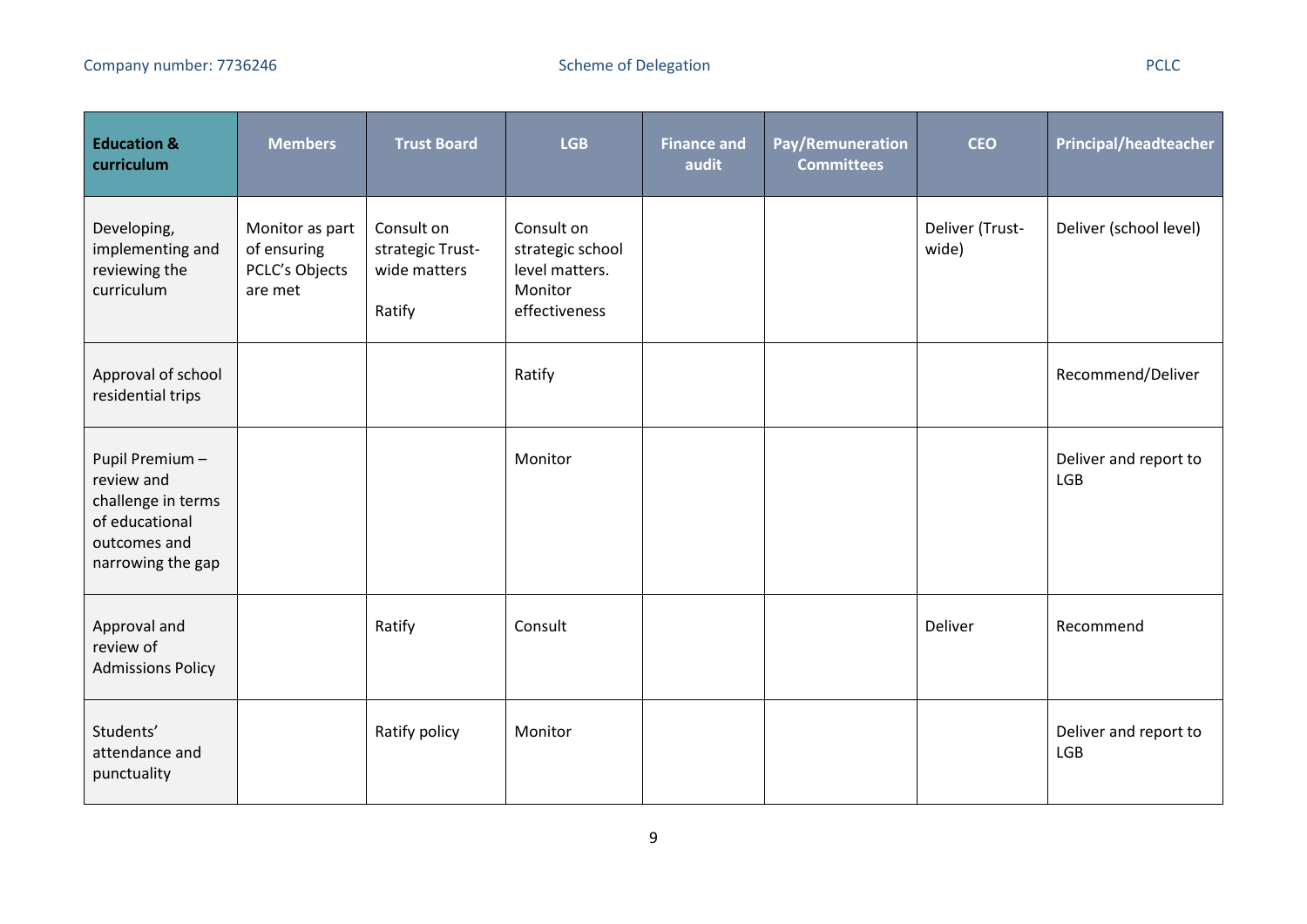| Education & curriculum | Members | Trust Board | LGB | Finance and audit | Pay/Remuneration Committees | CEO | Principal/headteacher |
|---|---|---|---|---|---|---|---|
| Developing, implementing and reviewing the curriculum | Monitor as part of ensuring PCLC's Objects are met | Consult on strategic Trust-wide matters<br><br>Ratify | Consult on strategic school level matters. Monitor effectiveness | | | Deliver (Trust-wide) | Deliver (school level) |
| Approval of school residential trips | | | Ratify | | | | Recommend/Deliver |
| Pupil Premium – review and challenge in terms of educational outcomes and narrowing the gap | | | Monitor | | | | Deliver and report to LGB |
| Approval and review of Admissions Policy | | Ratify | Consult | | | Deliver | Recommend |
| Students' attendance and punctuality | | Ratify policy | Monitor | | | | Deliver and report to LGB |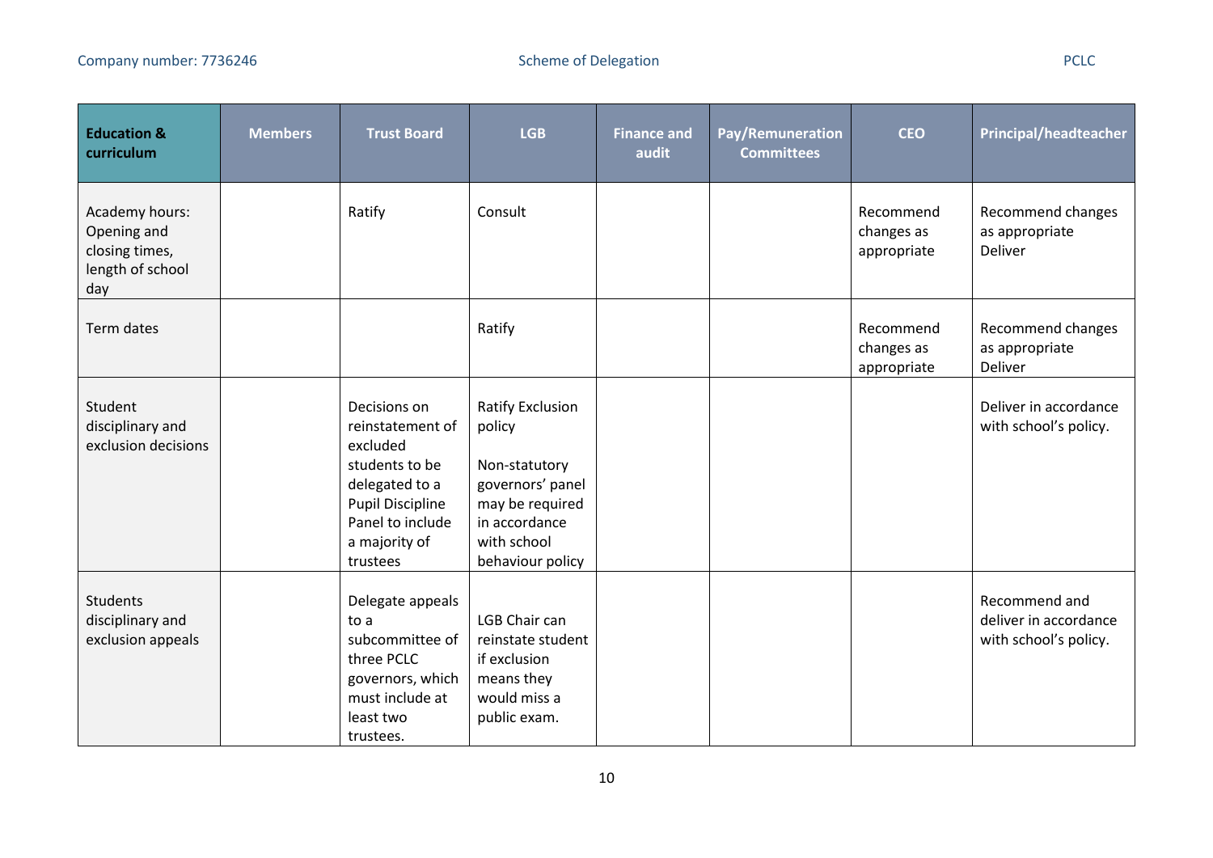| Education & curriculum | Members | Trust Board | LGB | Finance and audit | Pay/Remuneration Committees | CEO | Principal/headteacher |
|---|---|---|---|---|---|---|---|
| Academy hours: Opening and closing times, length of school day | | Ratify | Consult | | | Recommend changes as appropriate | Recommend changes as appropriate Deliver |
| Term dates | | | Ratify | | | Recommend changes as appropriate | Recommend changes as appropriate Deliver |
| Student disciplinary and exclusion decisions | | Decisions on reinstatement of excluded students to be delegated to a Pupil Discipline Panel to include a majority of trustees | Ratify Exclusion policy<br><br>Non-statutory governors' panel may be required in accordance with school behaviour policy | | | | Deliver in accordance with school's policy. |
| Students disciplinary and exclusion appeals | | Delegate appeals to a subcommittee of three PCLC governors, which must include at least two trustees. | LGB Chair can reinstate student if exclusion means they would miss a public exam. | | | | Recommend and deliver in accordance with school's policy. |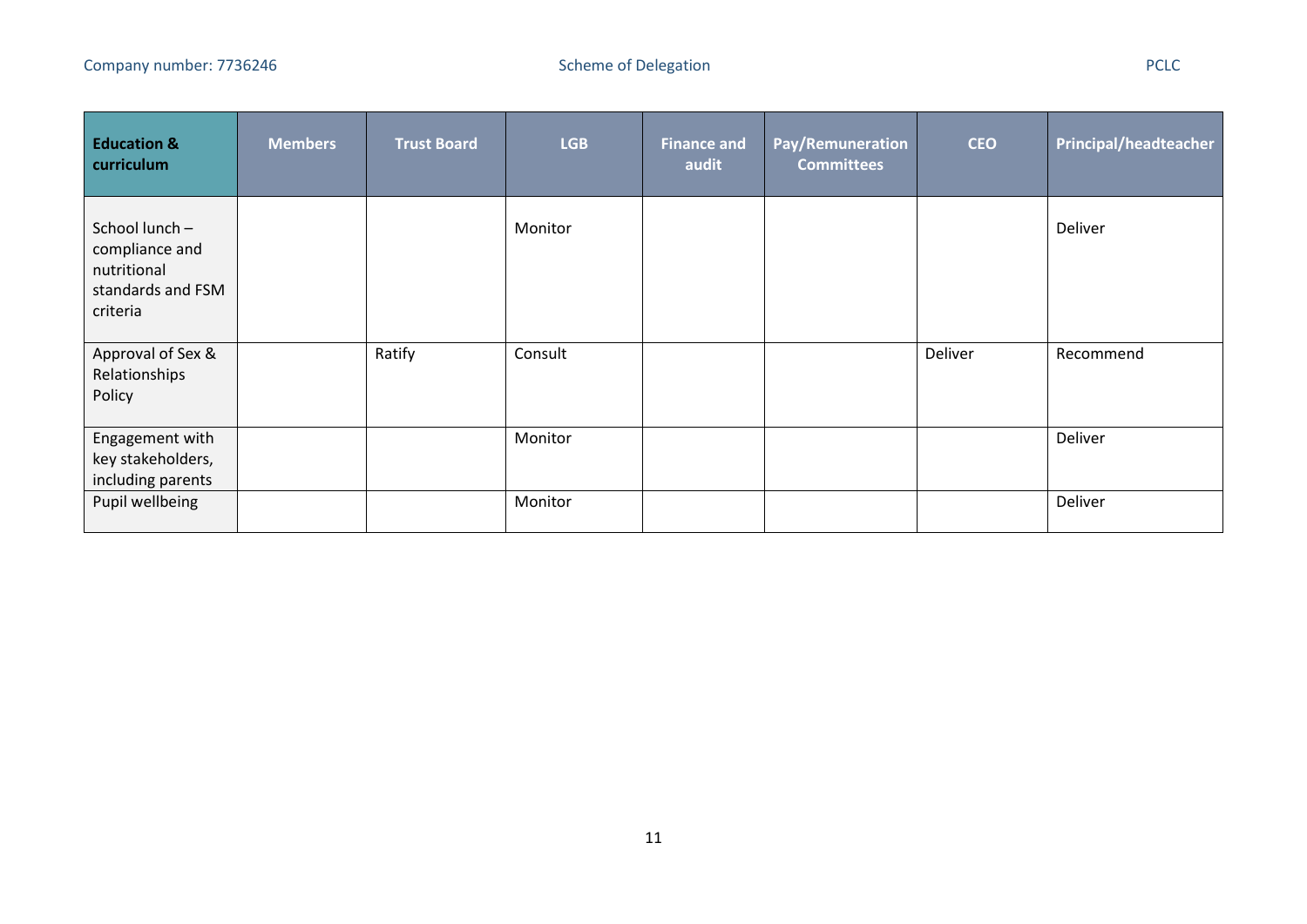| Education & curriculum | Members | Trust Board | LGB | Finance and audit | Pay/Remuneration Committees | CEO | Principal/headteacher |
|---|---|---|---|---|---|---|---|
| School lunch – compliance and nutritional standards and FSM criteria | | | Monitor | | | | Deliver |
| Approval of Sex & Relationships Policy | | Ratify | Consult | | | Deliver | Recommend |
| Engagement with key stakeholders, including parents | | | Monitor | | | | Deliver |
| Pupil wellbeing | | | Monitor | | | | Deliver |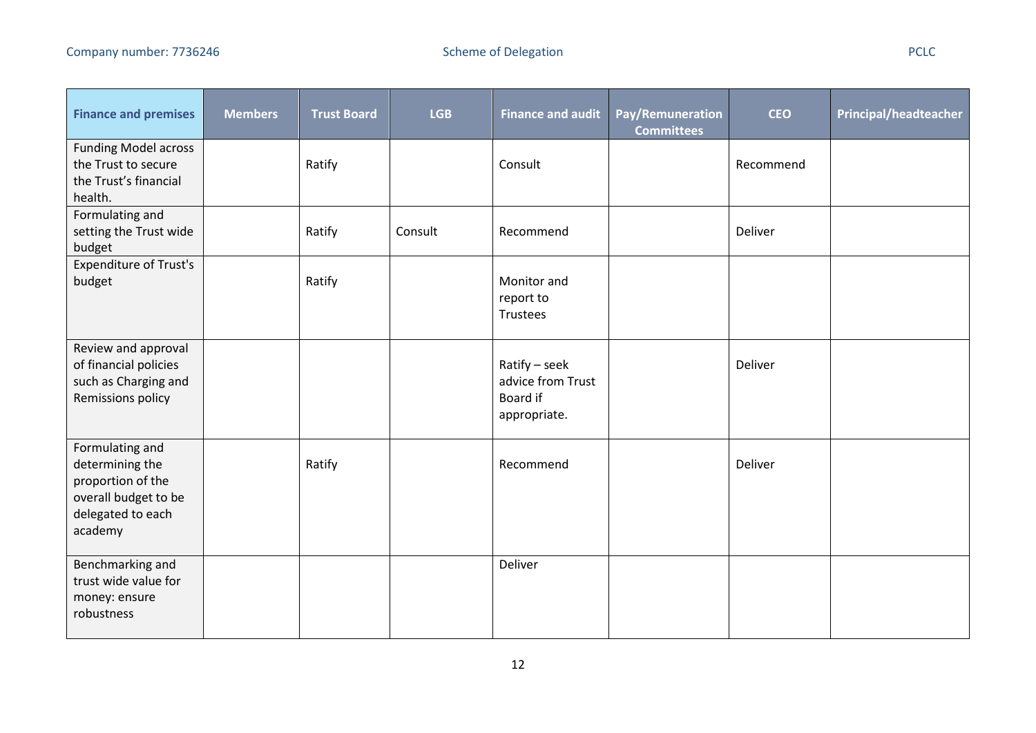| Finance and premises | Members | Trust Board | LGB | Finance and audit | Pay/Remuneration Committees | CEO | Principal/headteacher |
|---|---|---|---|---|---|---|---|
| Funding Model across the Trust to secure the Trust's financial health. | | Ratify | | Consult | | Recommend | |
| Formulating and setting the Trust wide budget | | Ratify | Consult | Recommend | | Deliver | |
| Expenditure of Trust's budget | | Ratify | | Monitor and report to Trustees | | | |
| Review and approval of financial policies such as Charging and Remissions policy | | | | Ratify – seek advice from Trust Board if appropriate. | | Deliver | |
| Formulating and determining the proportion of the overall budget to be delegated to each academy | | Ratify | | Recommend | | Deliver | |
| Benchmarking and trust wide value for money: ensure robustness | | | | Deliver | | | |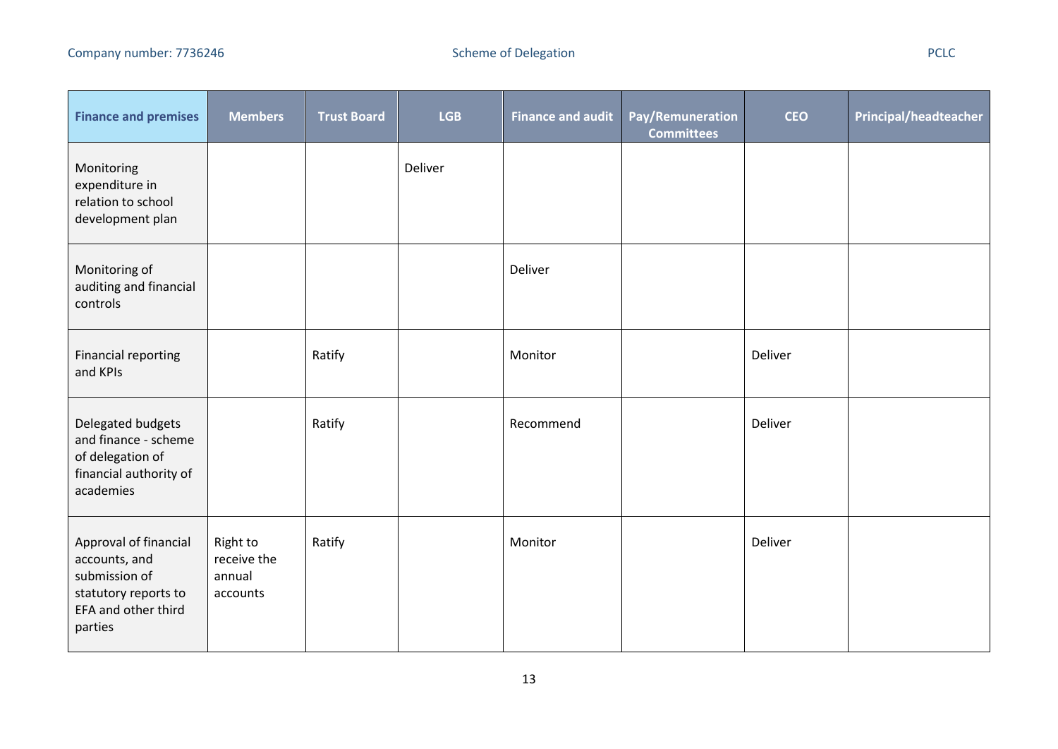| Finance and premises | Members | Trust Board | LGB | Finance and audit | Pay/Remuneration Committees | CEO | Principal/headteacher |
| --- | --- | --- | --- | --- | --- | --- | --- |
| Monitoring expenditure in relation to school development plan | | | Deliver | | | | |
| Monitoring of auditing and financial controls | | | | Deliver | | | |
| Financial reporting and KPIs | | Ratify | | Monitor | | Deliver | |
| Delegated budgets and finance - scheme of delegation of financial authority of academies | | Ratify | | Recommend | | Deliver | |
| Approval of financial accounts, and submission of statutory reports to EFA and other third parties | Right to receive the annual accounts | Ratify | | Monitor | | Deliver | |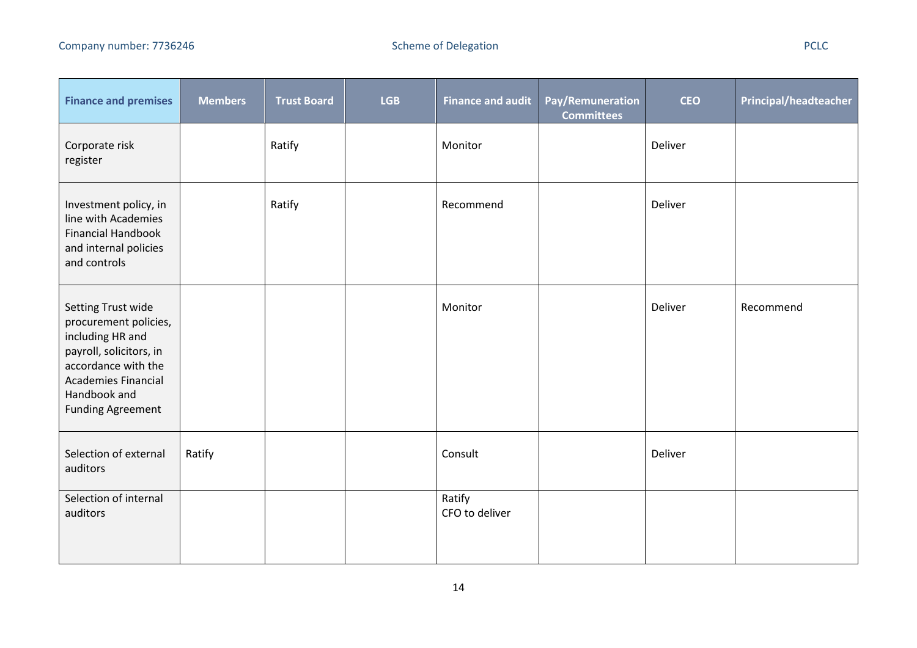| Finance and premises | Members | Trust Board | LGB | Finance and audit | Pay/Remuneration Committees | CEO | Principal/headteacher |
|---|---|---|---|---|---|---|---|
| Corporate risk register | | Ratify | | Monitor | | Deliver | |
| Investment policy, in line with Academies Financial Handbook and internal policies and controls | | Ratify | | Recommend | | Deliver | |
| Setting Trust wide procurement policies, including HR and payroll, solicitors, in accordance with the Academies Financial Handbook and Funding Agreement | | | | Monitor | | Deliver | Recommend |
| Selection of external auditors | Ratify | | | Consult | | Deliver | |
| Selection of internal auditors | | | | Ratify<br>CFO to deliver | | | |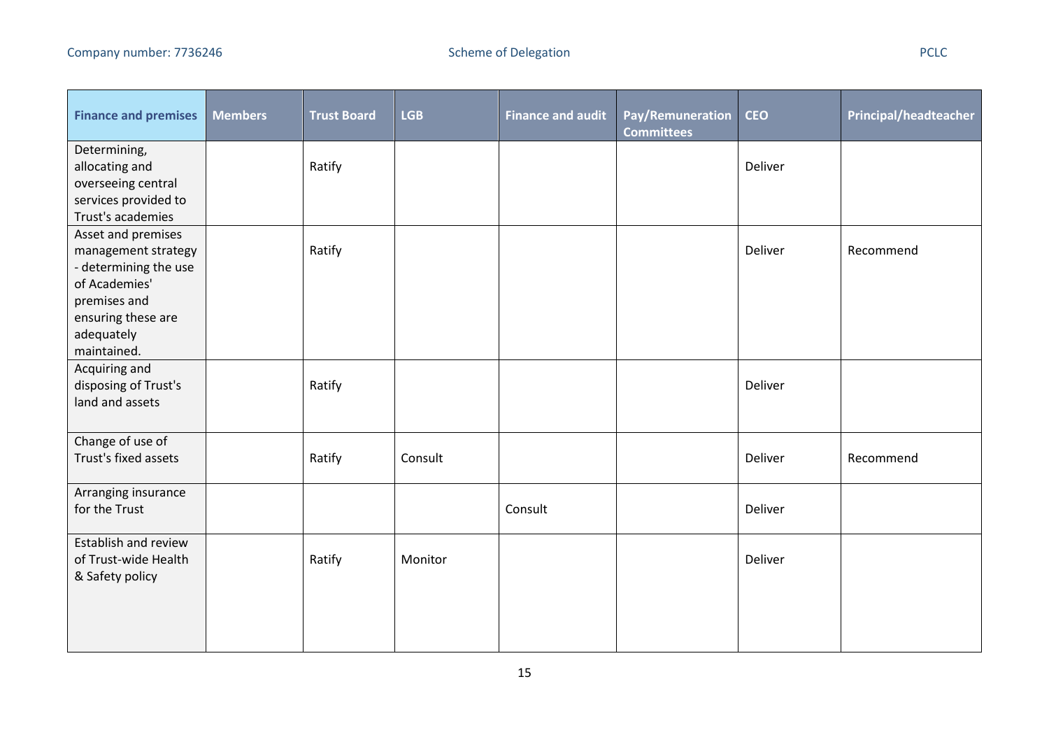| Finance and premises | Members | Trust Board | LGB | Finance and audit | Pay/Remuneration Committees | CEO | Principal/headteacher |
|---|---|---|---|---|---|---|---|
| Determining, allocating and overseeing central services provided to Trust's academies | | Ratify | | | | Deliver | |
| Asset and premises management strategy - determining the use of Academies' premises and ensuring these are adequately maintained. | | Ratify | | | | Deliver | Recommend |
| Acquiring and disposing of Trust's land and assets | | Ratify | | | | Deliver | |
| Change of use of Trust's fixed assets | | Ratify | Consult | | | Deliver | Recommend |
| Arranging insurance for the Trust | | | | Consult | | Deliver | |
| Establish and review of Trust-wide Health & Safety policy | | Ratify | Monitor | | | Deliver | |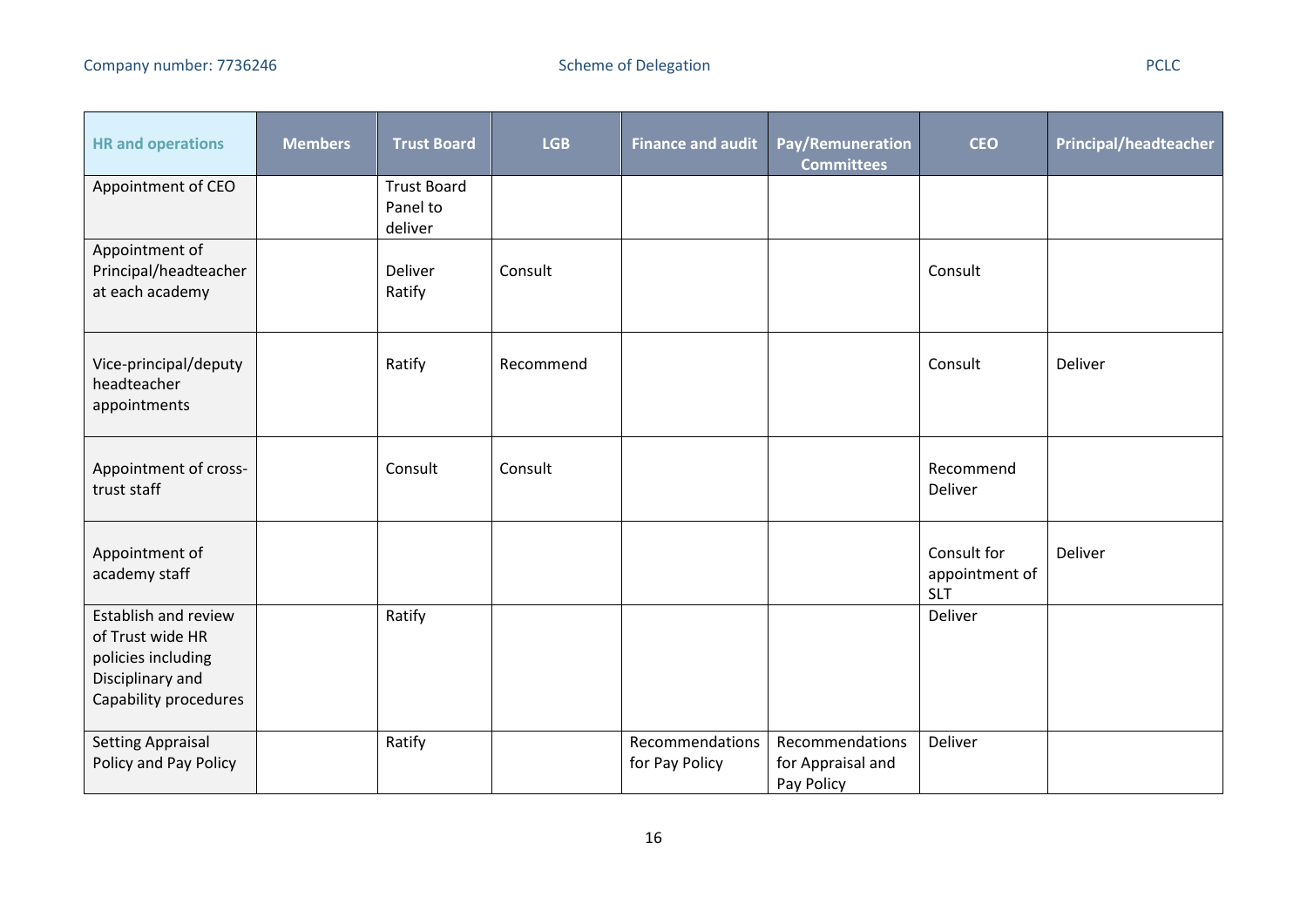| HR and operations | Members | Trust Board | LGB | Finance and audit | Pay/Remuneration Committees | CEO | Principal/headteacher |
|---|---|---|---|---|---|---|---|
| Appointment of CEO | | Trust Board Panel to deliver | | | | | |
| Appointment of Principal/headteacher at each academy | | Deliver Ratify | Consult | | | Consult | |
| Vice-principal/deputy headteacher appointments | | Ratify | Recommend | | | Consult | Deliver |
| Appointment of cross-trust staff | | Consult | Consult | | | Recommend Deliver | |
| Appointment of academy staff | | | | | | Consult for appointment of SLT | Deliver |
| Establish and review of Trust wide HR policies including Disciplinary and Capability procedures | | Ratify | | | | Deliver | |
| Setting Appraisal Policy and Pay Policy | | Ratify | | Recommendations for Pay Policy | Recommendations for Appraisal and Pay Policy | Deliver | |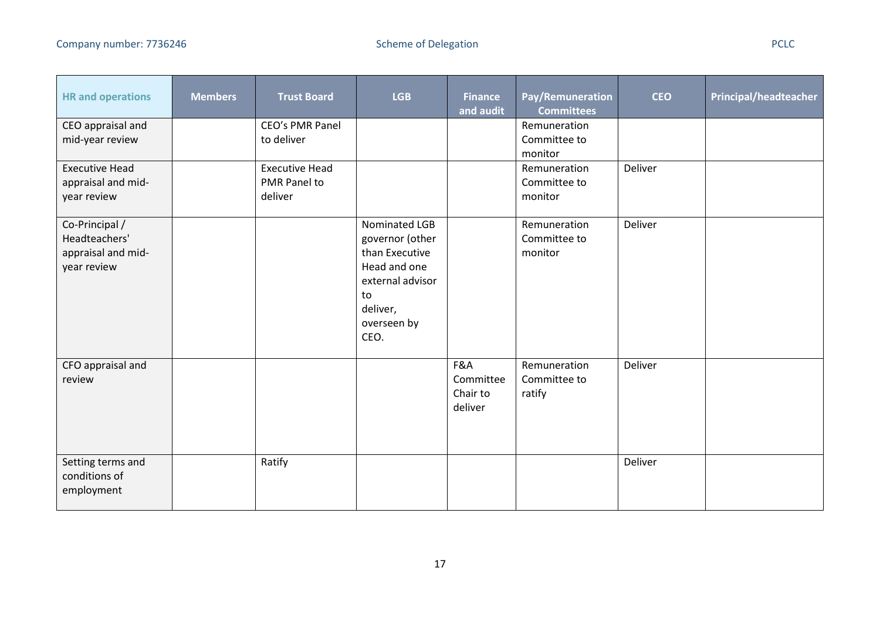| HR and operations | Members | Trust Board | LGB | Finance and audit | Pay/Remuneration Committees | CEO | Principal/headteacher |
|---|---|---|---|---|---|---|---|
| CEO appraisal and mid-year review | | CEO's PMR Panel to deliver | | | Remuneration Committee to monitor | | |
| Executive Head appraisal and mid-year review | | Executive Head PMR Panel to deliver | | | Remuneration Committee to monitor | Deliver | |
| Co-Principal / Headteachers' appraisal and mid-year review | | | Nominated LGB governor (other than Executive Head and one external advisor to deliver, overseen by CEO. | | Remuneration Committee to monitor | Deliver | |
| CFO appraisal and review | | | | F&A Committee Chair to deliver | Remuneration Committee to ratify | Deliver | |
| Setting terms and conditions of employment | | Ratify | | | | Deliver | |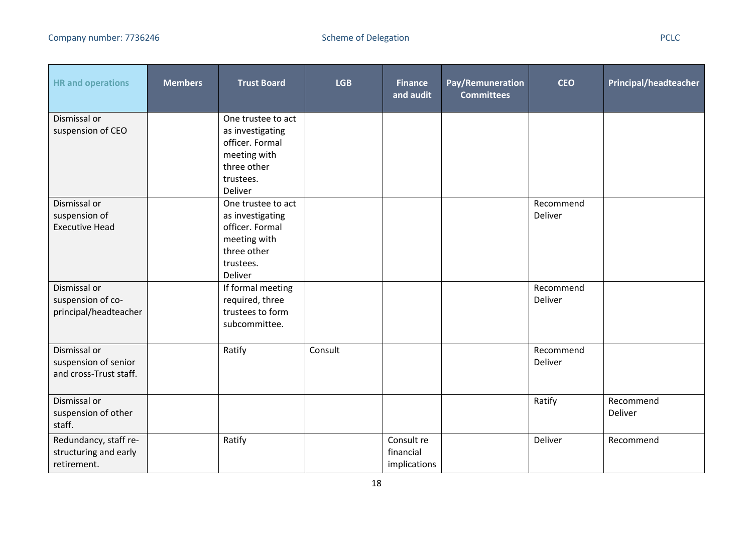| HR and operations | Members | Trust Board | LGB | Finance and audit | Pay/Remuneration Committees | CEO | Principal/headteacher |
|---|---|---|---|---|---|---|---|
| Dismissal or suspension of CEO | | One trustee to act as investigating officer. Formal meeting with three other trustees. Deliver | | | | | |
| Dismissal or suspension of Executive Head | | One trustee to act as investigating officer. Formal meeting with three other trustees. Deliver | | | | Recommend Deliver | |
| Dismissal or suspension of co-principal/headteacher | | If formal meeting required, three trustees to form subcommittee. | | | | Recommend Deliver | |
| Dismissal or suspension of senior and cross-Trust staff. | | Ratify | Consult | | | Recommend Deliver | |
| Dismissal or suspension of other staff. | | | | | | Ratify | Recommend Deliver |
| Redundancy, staff re-structuring and early retirement. | | Ratify | | Consult re financial implications | | Deliver | Recommend |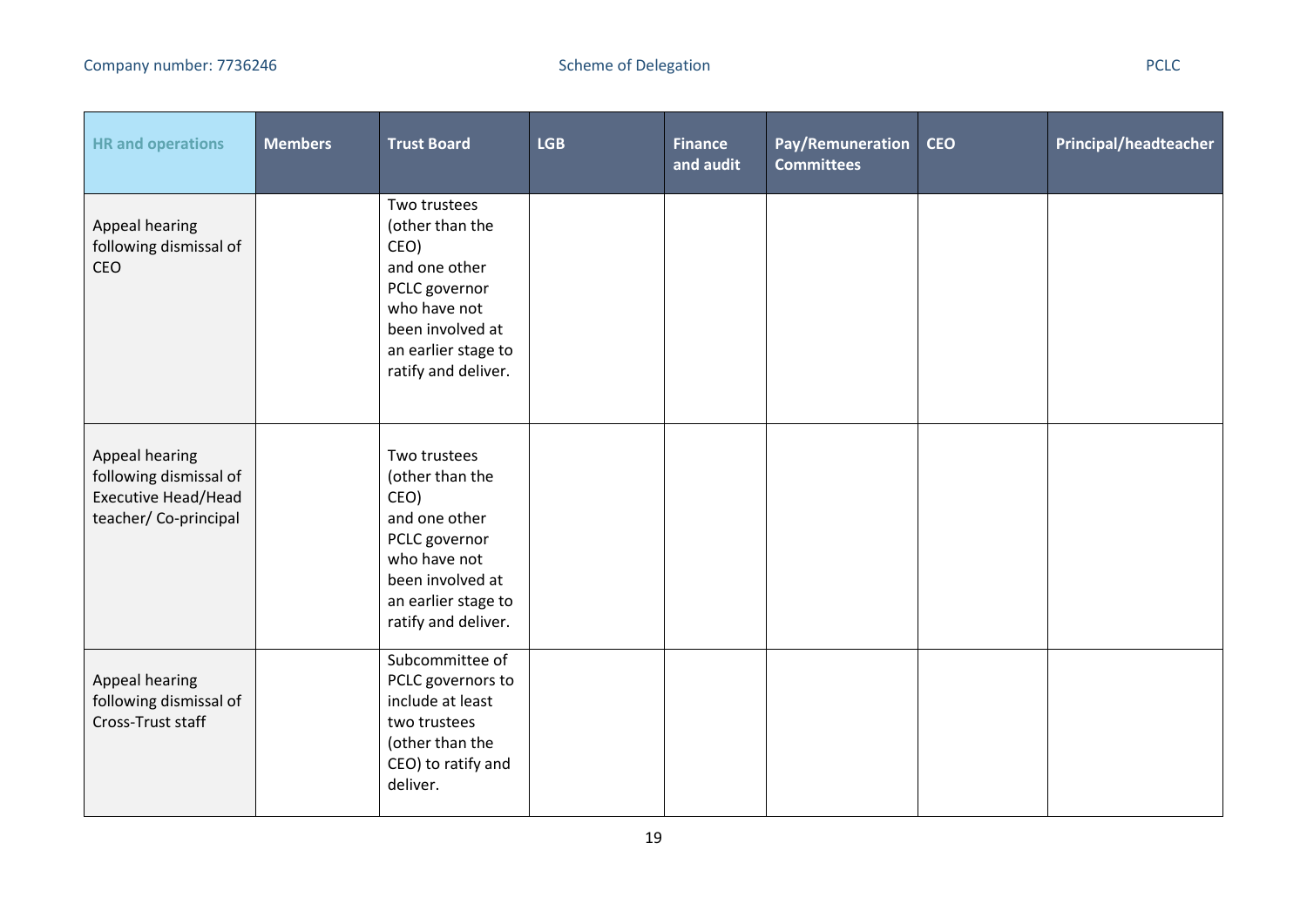| HR and operations | Members | Trust Board | LGB | Finance and audit | Pay/Remuneration Committees | CEO | Principal/headteacher |
|---|---|---|---|---|---|---|---|
| Appeal hearing following dismissal of CEO | | Two trustees (other than the CEO) and one other PCLC governor who have not been involved at an earlier stage to ratify and deliver. | | | | | |
| Appeal hearing following dismissal of Executive Head/Head teacher/ Co-principal | | Two trustees (other than the CEO) and one other PCLC governor who have not been involved at an earlier stage to ratify and deliver. | | | | | |
| Appeal hearing following dismissal of Cross-Trust staff | | Subcommittee of PCLC governors to include at least two trustees (other than the CEO) to ratify and deliver. | | | | | |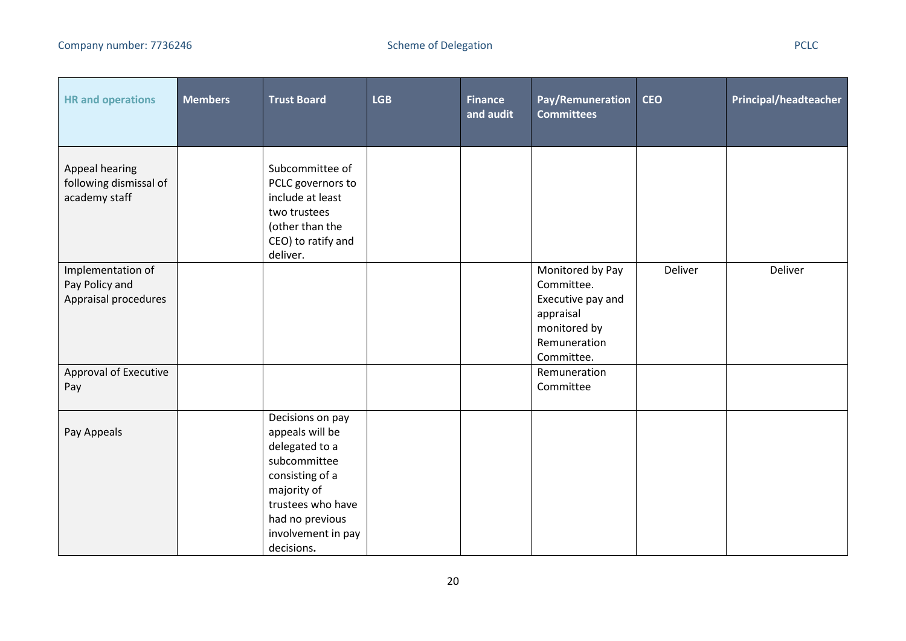| HR and operations | Members | Trust Board | LGB | Finance and audit | Pay/Remuneration Committees | CEO | Principal/headteacher |
|---|---|---|---|---|---|---|---|
| Appeal hearing following dismissal of academy staff | | Subcommittee of PCLC governors to include at least two trustees (other than the CEO) to ratify and deliver. | | | | | |
| Implementation of Pay Policy and Appraisal procedures | | | | | Monitored by Pay Committee. Executive pay and appraisal monitored by Remuneration Committee. | Deliver | Deliver |
| Approval of Executive Pay | | | | | Remuneration Committee | | |
| Pay Appeals | | Decisions on pay appeals will be delegated to a subcommittee consisting of a majority of trustees who have had no previous involvement in pay decisions**.** | | | | | |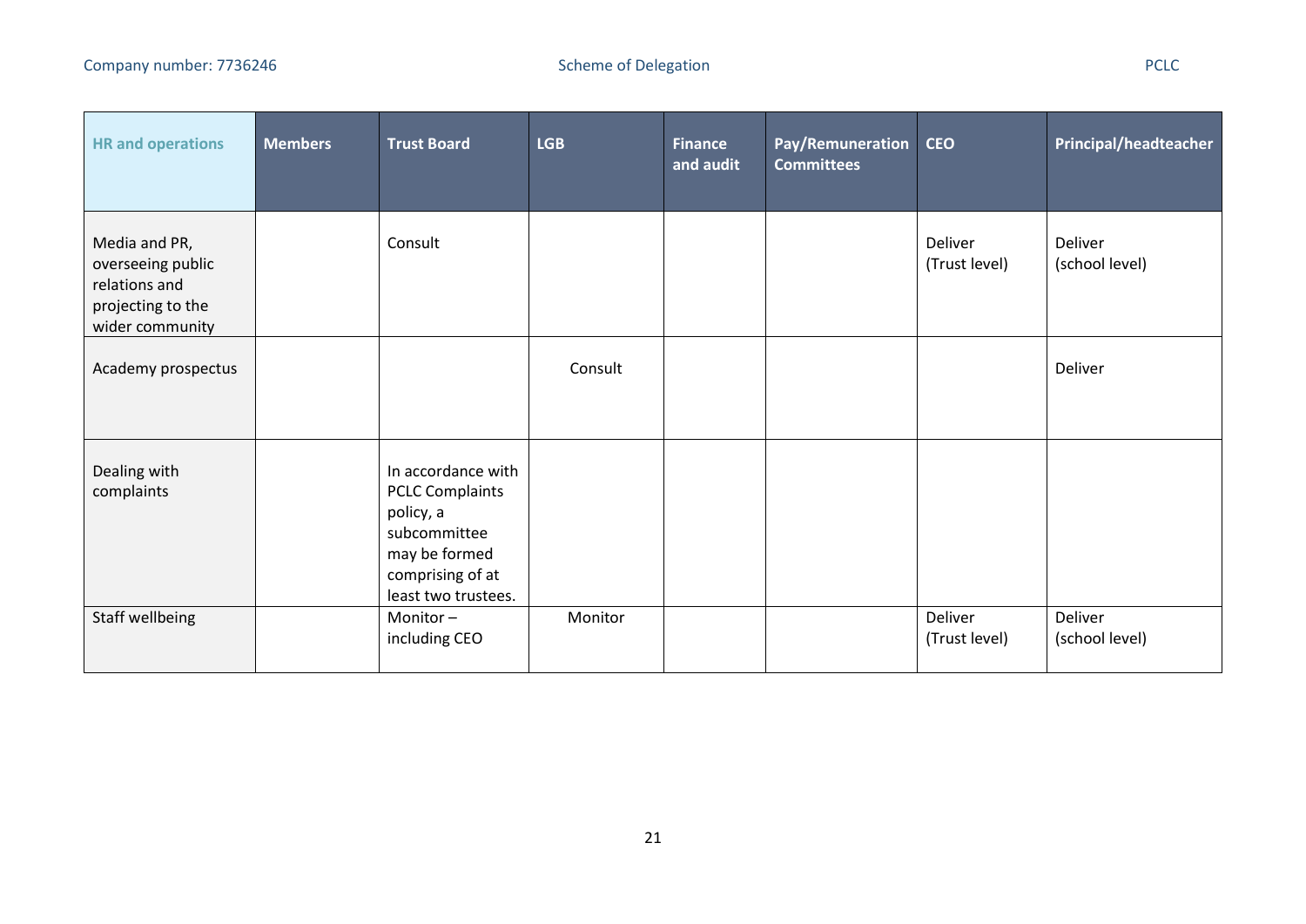| HR and operations | Members | Trust Board | LGB | Finance and audit | Pay/Remuneration Committees | CEO | Principal/headteacher |
|---|---|---|---|---|---|---|---|
| Media and PR, overseeing public relations and projecting to the wider community | | Consult | | | | Deliver (Trust level) | Deliver (school level) |
| Academy prospectus | | | Consult | | | | Deliver |
| Dealing with complaints | | In accordance with PCLC Complaints policy, a subcommittee may be formed comprising of at least two trustees. | | | | | |
| Staff wellbeing | | Monitor – including CEO | Monitor | | | Deliver (Trust level) | Deliver (school level) |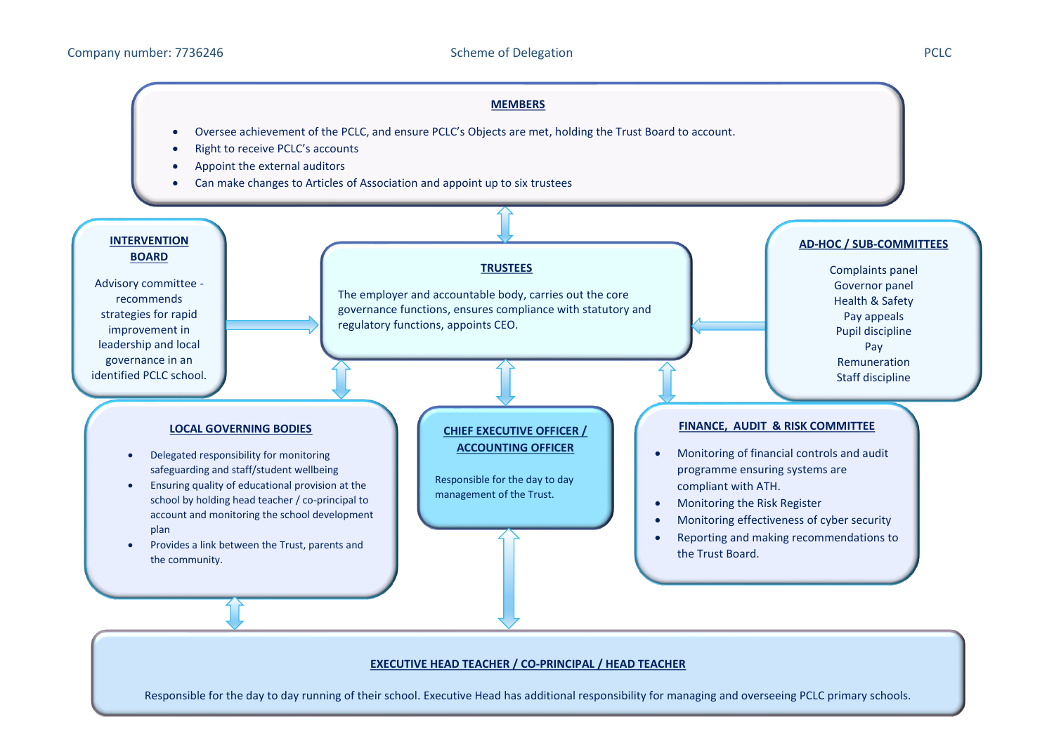Company number: 7736246 Scheme of Delegation PCLC

## MEMBERS

- Oversee achievement of the PCLC, and ensure PCLC's Objects are met, holding the Trust Board to account.
- Right to receive PCLC's accounts
- Appoint the external auditors
- Can make changes to Articles of Association and appoint up to six trustees

## INTERVENTION BOARD

Advisory committee - recommends strategies for rapid improvement in leadership and local governance in an identified PCLC school.

## TRUSTEES

The employer and accountable body, carries out the core governance functions, ensures compliance with statutory and regulatory functions, appoints CEO.

## AD-HOC / SUB-COMMITTEES

Complaints panel
Governor panel
Health & Safety
Pay appeals
Pupil discipline
Pay
Remuneration
Staff discipline

## LOCAL GOVERNING BODIES

- Delegated responsibility for monitoring safeguarding and staff/student wellbeing
- Ensuring quality of educational provision at the school by holding head teacher / co-principal to account and monitoring the school development plan
- Provides a link between the Trust, parents and the community.

## CHIEF EXECUTIVE OFFICER / ACCOUNTING OFFICER

Responsible for the day to day management of the Trust.

## FINANCE, AUDIT & RISK COMMITTEE

- Monitoring of financial controls and audit programme ensuring systems are compliant with ATH.
- Monitoring the Risk Register
- Monitoring effectiveness of cyber security
- Reporting and making recommendations to the Trust Board.

## EXECUTIVE HEAD TEACHER / CO-PRINCIPAL / HEAD TEACHER

Responsible for the day to day running of their school. Executive Head has additional responsibility for managing and overseeing PCLC primary schools.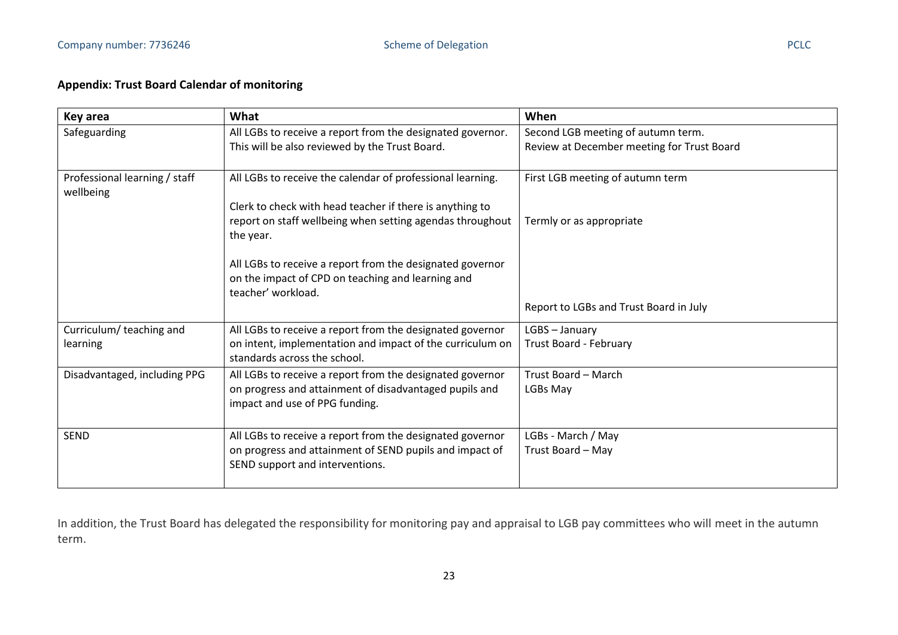**Appendix: Trust Board Calendar of monitoring**

| Key area | What | When |
|---|---|---|
| Safeguarding | All LGBs to receive a report from the designated governor. This will be also reviewed by the Trust Board. | Second LGB meeting of autumn term. Review at December meeting for Trust Board |
| Professional learning / staff wellbeing | All LGBs to receive the calendar of professional learning.<br><br>Clerk to check with head teacher if there is anything to report on staff wellbeing when setting agendas throughout the year.<br><br>All LGBs to receive a report from the designated governor on the impact of CPD on teaching and learning and teacher' workload. | First LGB meeting of autumn term<br><br>Termly or as appropriate<br><br>Report to LGBs and Trust Board in July |
| Curriculum/ teaching and learning | All LGBs to receive a report from the designated governor on intent, implementation and impact of the curriculum on standards across the school. | LGBS – January<br>Trust Board - February |
| Disadvantaged, including PPG | All LGBs to receive a report from the designated governor on progress and attainment of disadvantaged pupils and impact and use of PPG funding. | Trust Board – March<br>LGBs May |
| SEND | All LGBs to receive a report from the designated governor on progress and attainment of SEND pupils and impact of SEND support and interventions. | LGBs - March / May<br>Trust Board – May |

In addition, the Trust Board has delegated the responsibility for monitoring pay and appraisal to LGB pay committees who will meet in the autumn term.